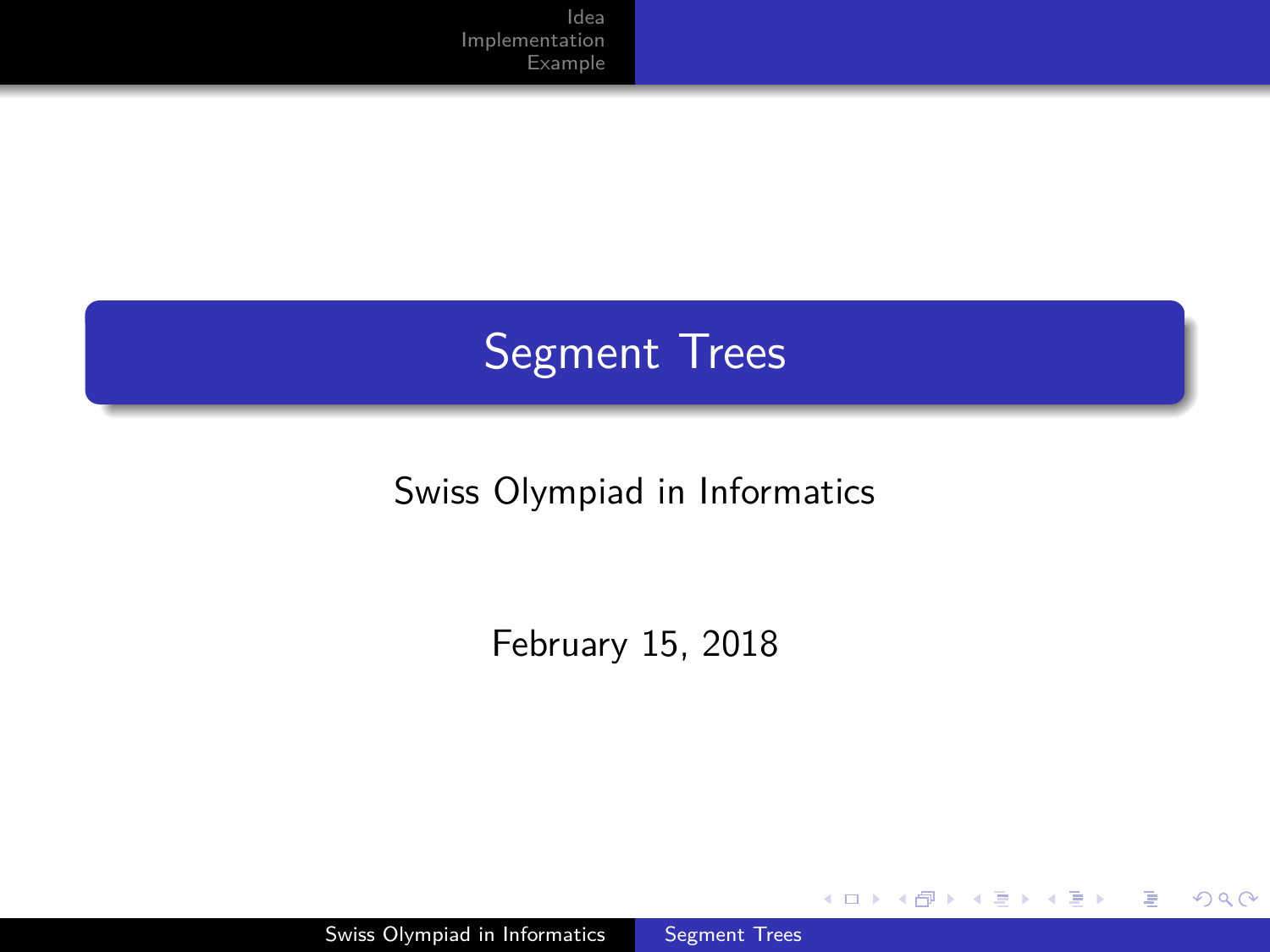# Segment Trees

Swiss Olympiad in Informatics

February 15, 2018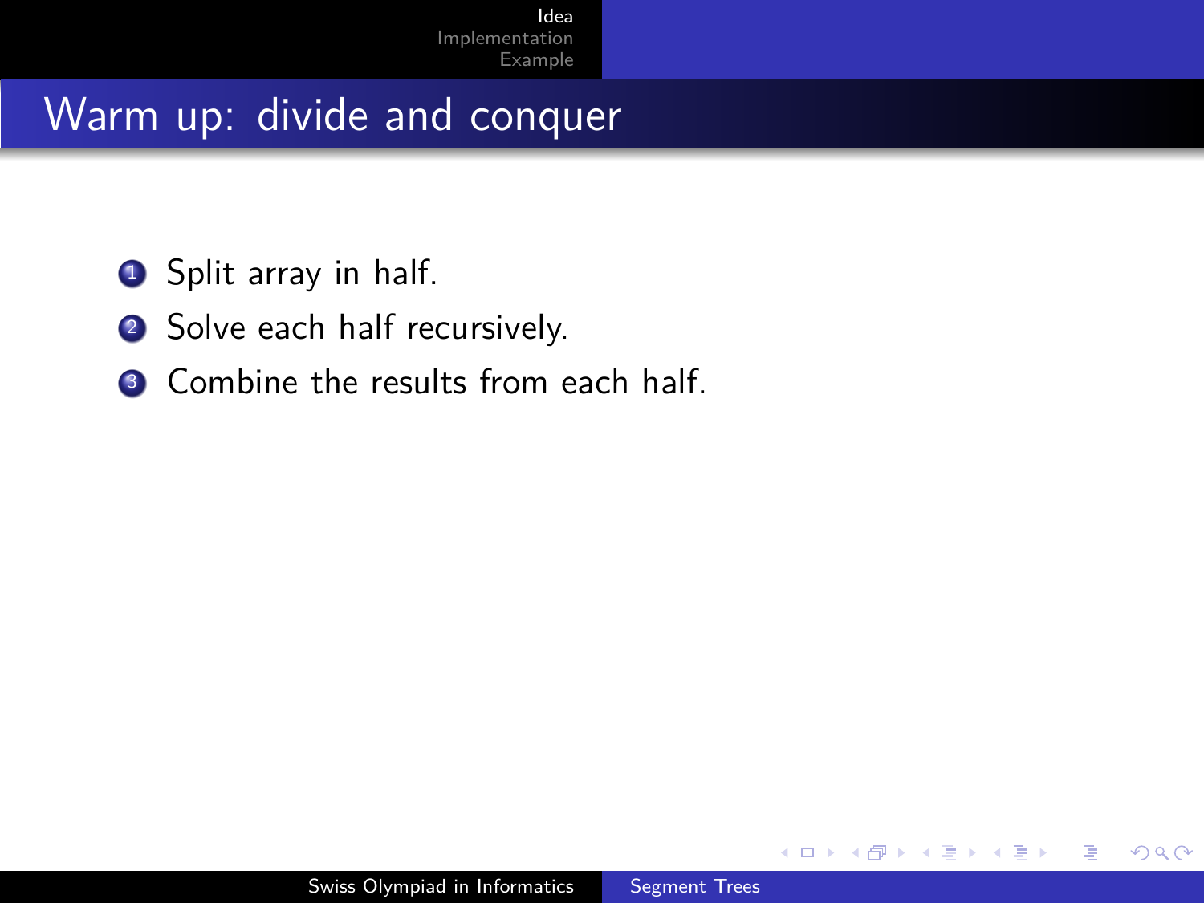# Warm up: divide and conquer

1. Split array in half.
2. Solve each half recursively.
3. Combine the results from each half.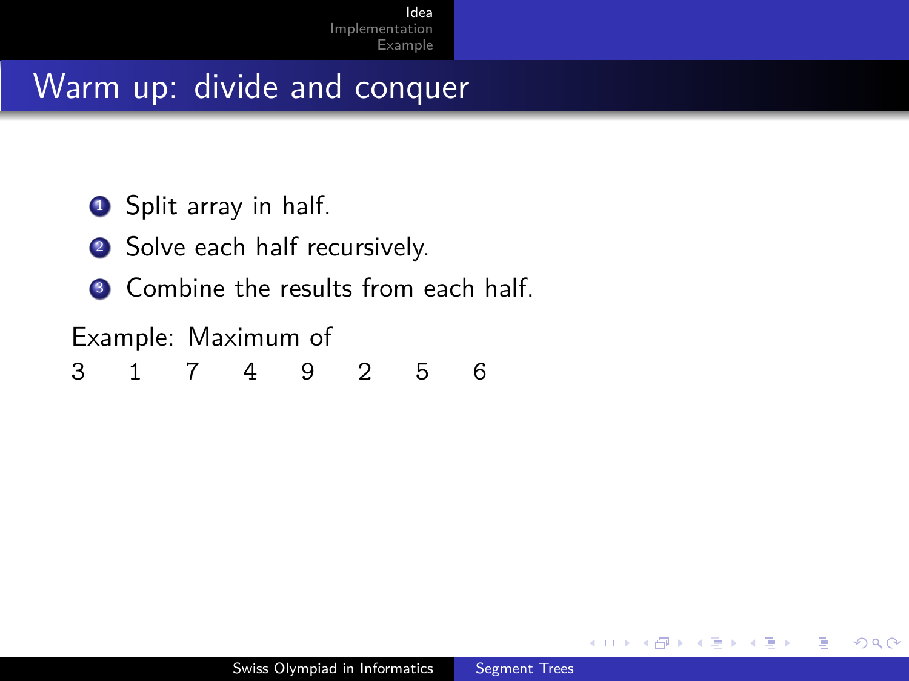# Warm up: divide and conquer

1. Split array in half.
2. Solve each half recursively.
3. Combine the results from each half.

Example: Maximum of

3 1 7 4 9 2 5 6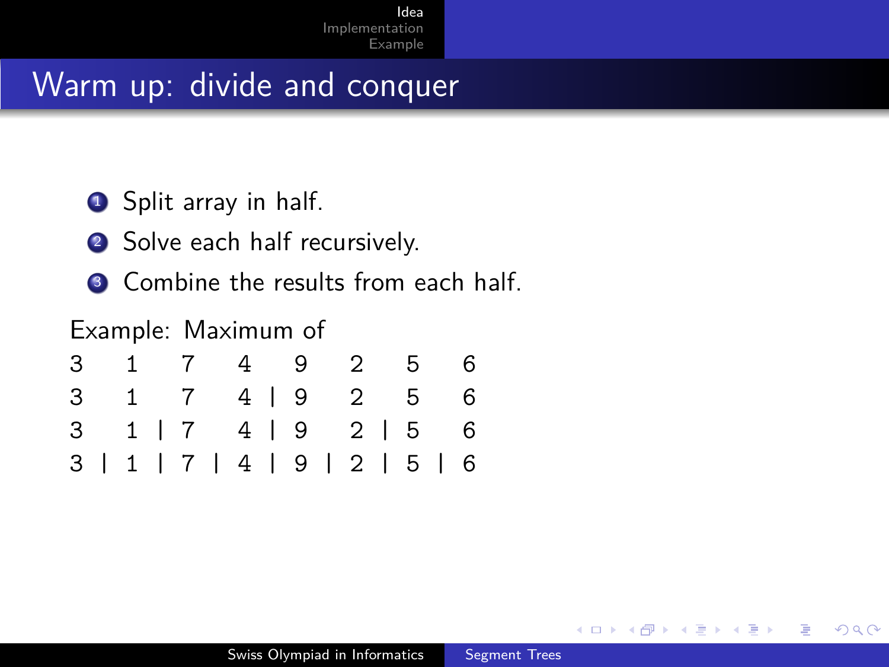# Warm up: divide and conquer

1. Split array in half.
2. Solve each half recursively.
3. Combine the results from each half.

Example: Maximum of

```
3   1   7   4   9   2   5   6
3   1   7   4 | 9   2   5   6
3   1 | 7   4 | 9   2 | 5   6
3 | 1 | 7 | 4 | 9 | 2 | 5 | 6
```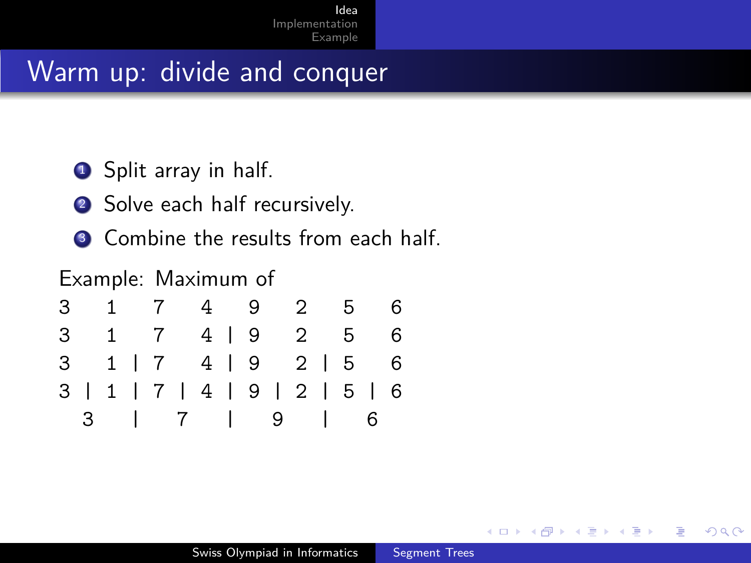# Warm up: divide and conquer

1. Split array in half.
2. Solve each half recursively.
3. Combine the results from each half.

Example: Maximum of

```
3   1   7   4   9   2   5   6
3   1   7   4 | 9   2   5   6
3   1 | 7   4 | 9   2 | 5   6
3 | 1 | 7 | 4 | 9 | 2 | 5 | 6
  3   |   7   |   9   |   6
```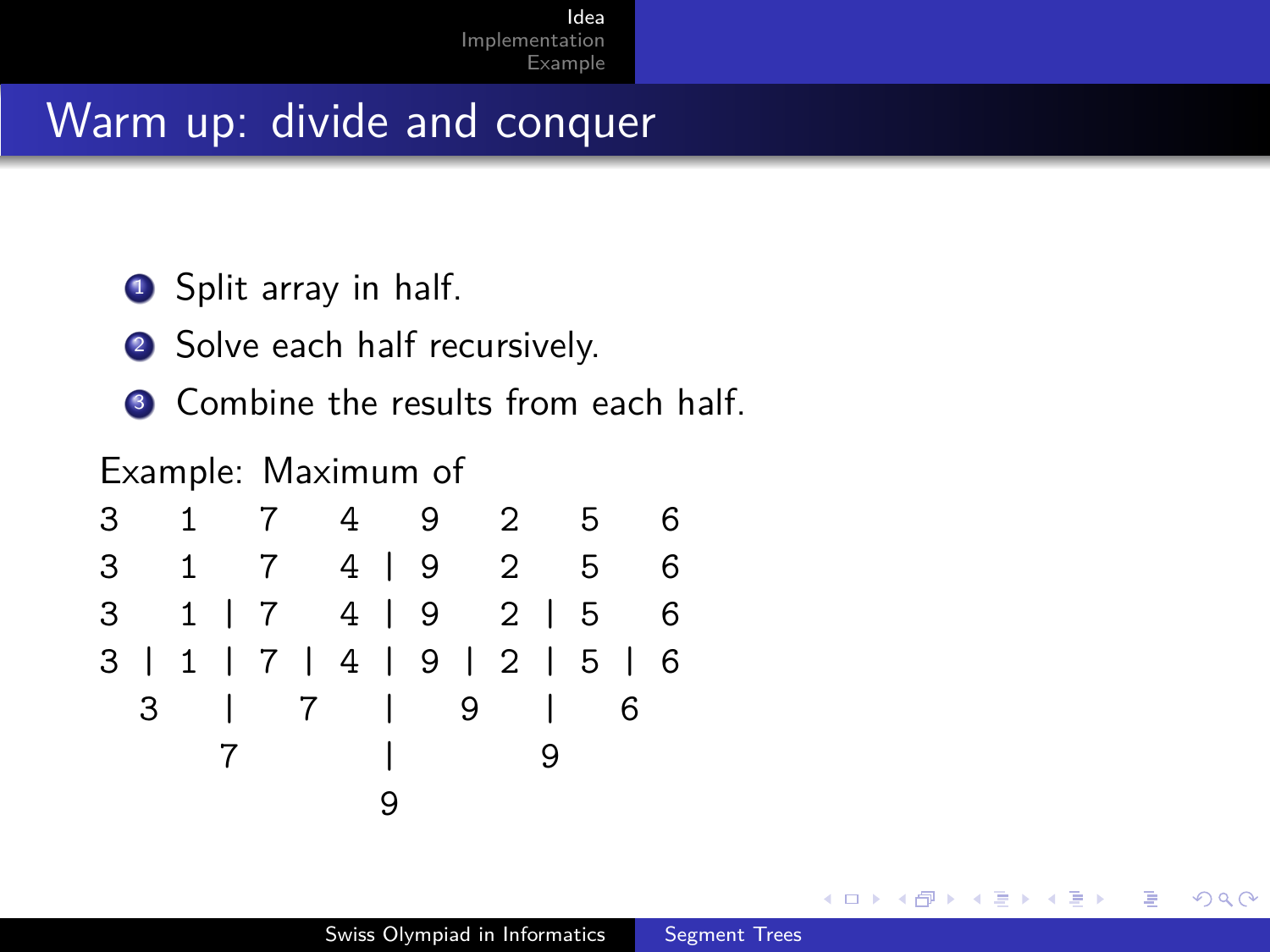# Warm up: divide and conquer

1. Split array in half.
2. Solve each half recursively.
3. Combine the results from each half.

Example: Maximum of

```
3   1   7   4   9   2   5   6
3   1   7   4 | 9   2   5   6
3   1 | 7   4 | 9   2 | 5   6
3 | 1 | 7 | 4 | 9 | 2 | 5 | 6
  3   |   7   |   9   |   6
      7       |       9
              9
```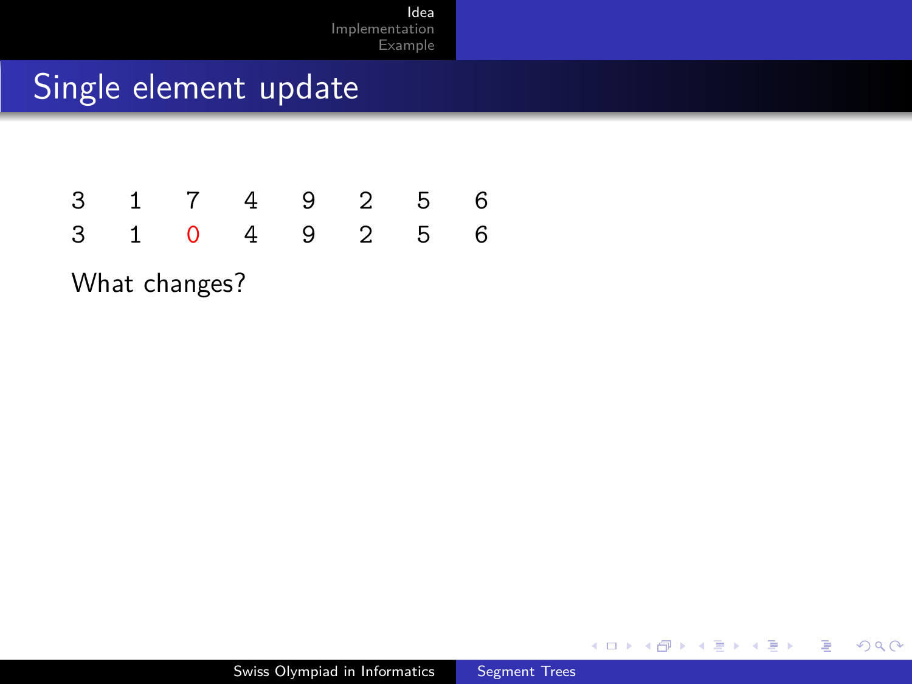# Single element update

| 3 | 1 | 7 | 4 | 9 | 2 | 5 | 6 |
|---|---|---|---|---|---|---|---|
| 3 | 1 | 0 | 4 | 9 | 2 | 5 | 6 |

What changes?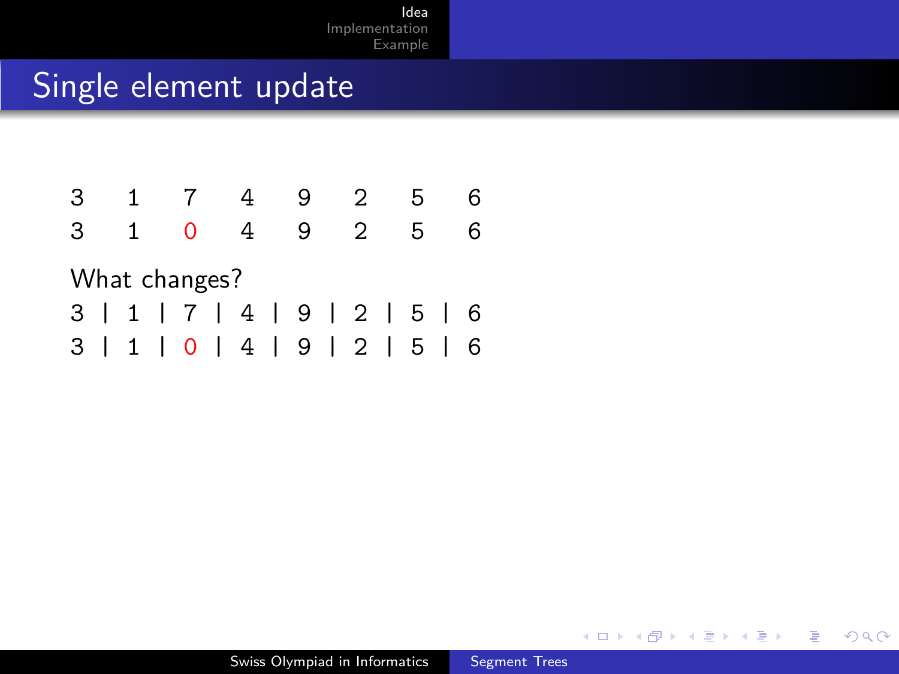## Single element update

```
3   1   7   4   9   2   5   6
3   1   0   4   9   2   5   6
```

What changes?

```
3 | 1 | 7 | 4 | 9 | 2 | 5 | 6
3 | 1 | 0 | 4 | 9 | 2 | 5 | 6
```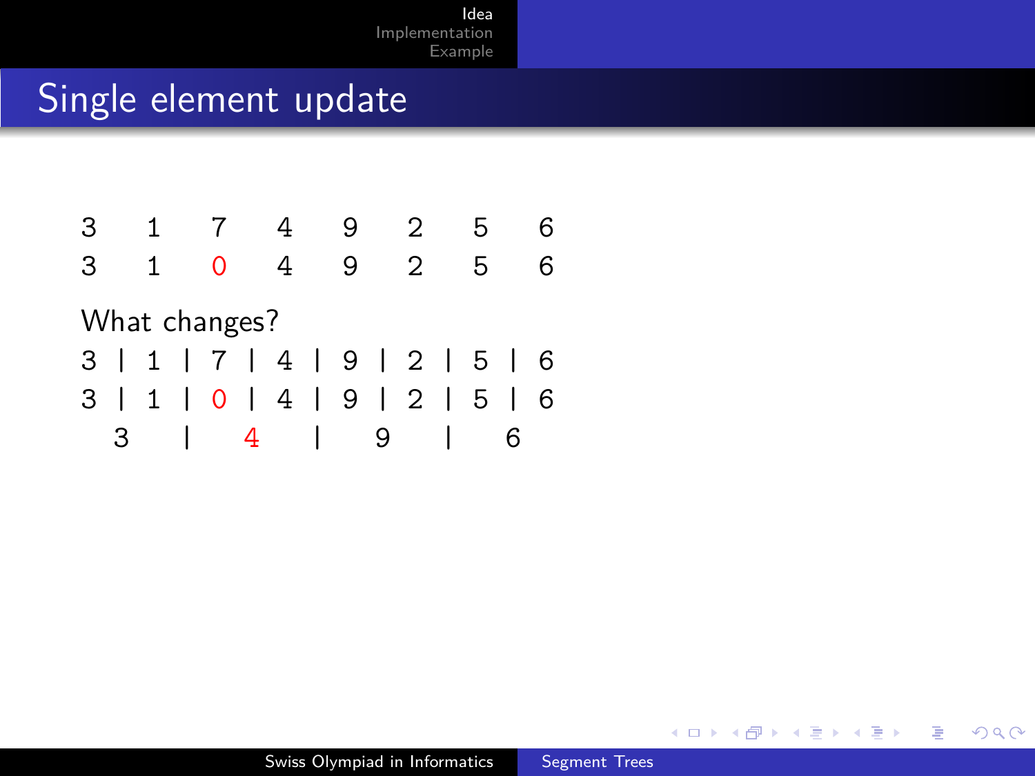## Single element update

```
3    1    7    4    9    2    5    6
3    1    0    4    9    2    5    6
```

What changes?

```
3 | 1 | 7 | 4 | 9 | 2 | 5 | 6
3 | 1 | 0 | 4 | 9 | 2 | 5 | 6
  3   |   4   |   9   |   6
```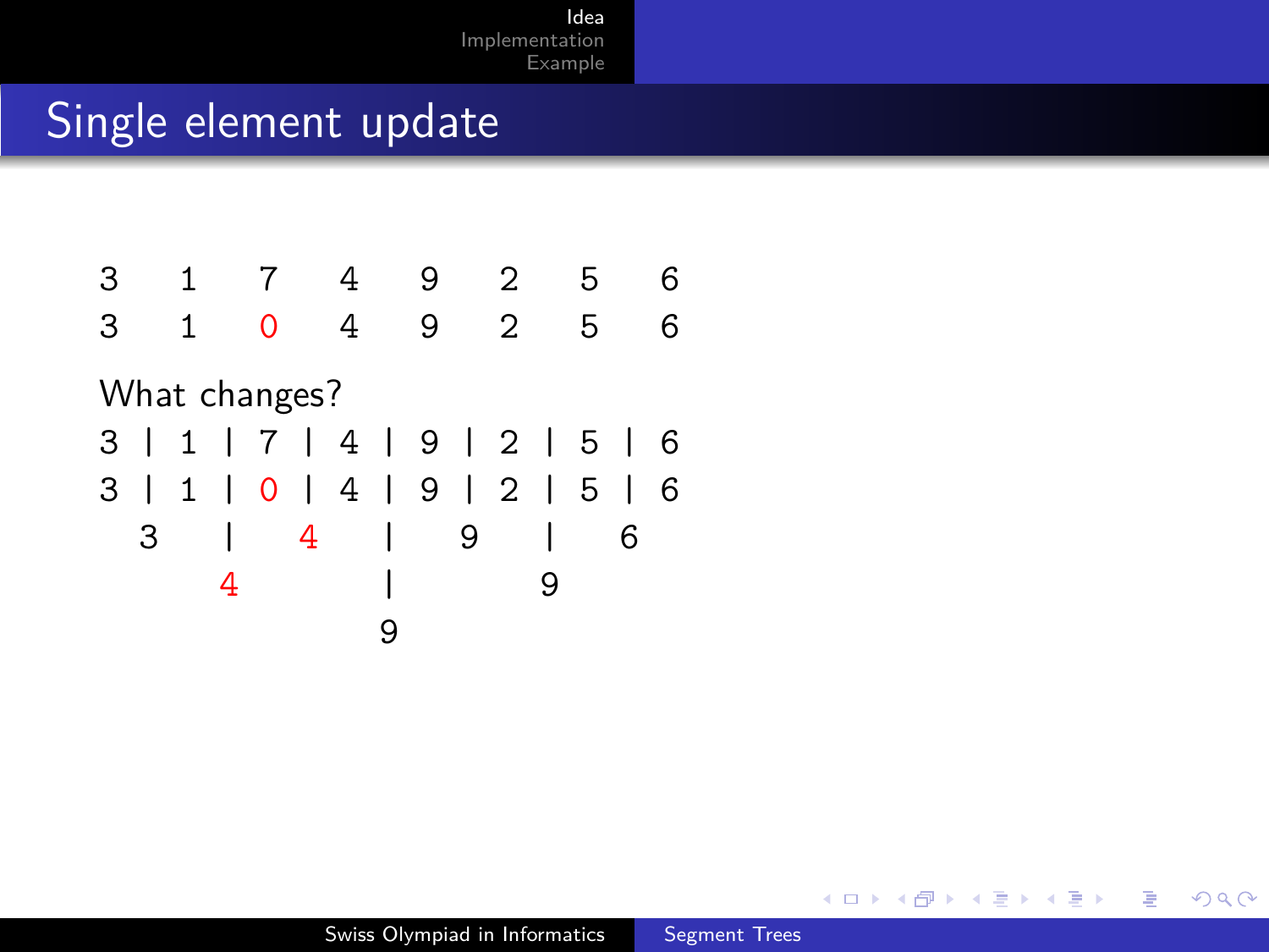## Single element update

```
3    1    7    4    9    2    5    6
3    1    0    4    9    2    5    6
```

What changes?

```
3 | 1 | 7 | 4 | 9 | 2 | 5 | 6
3 | 1 | 0 | 4 | 9 | 2 | 5 | 6
  3   |   4   |   9   |   6
      4       |       9
              9
```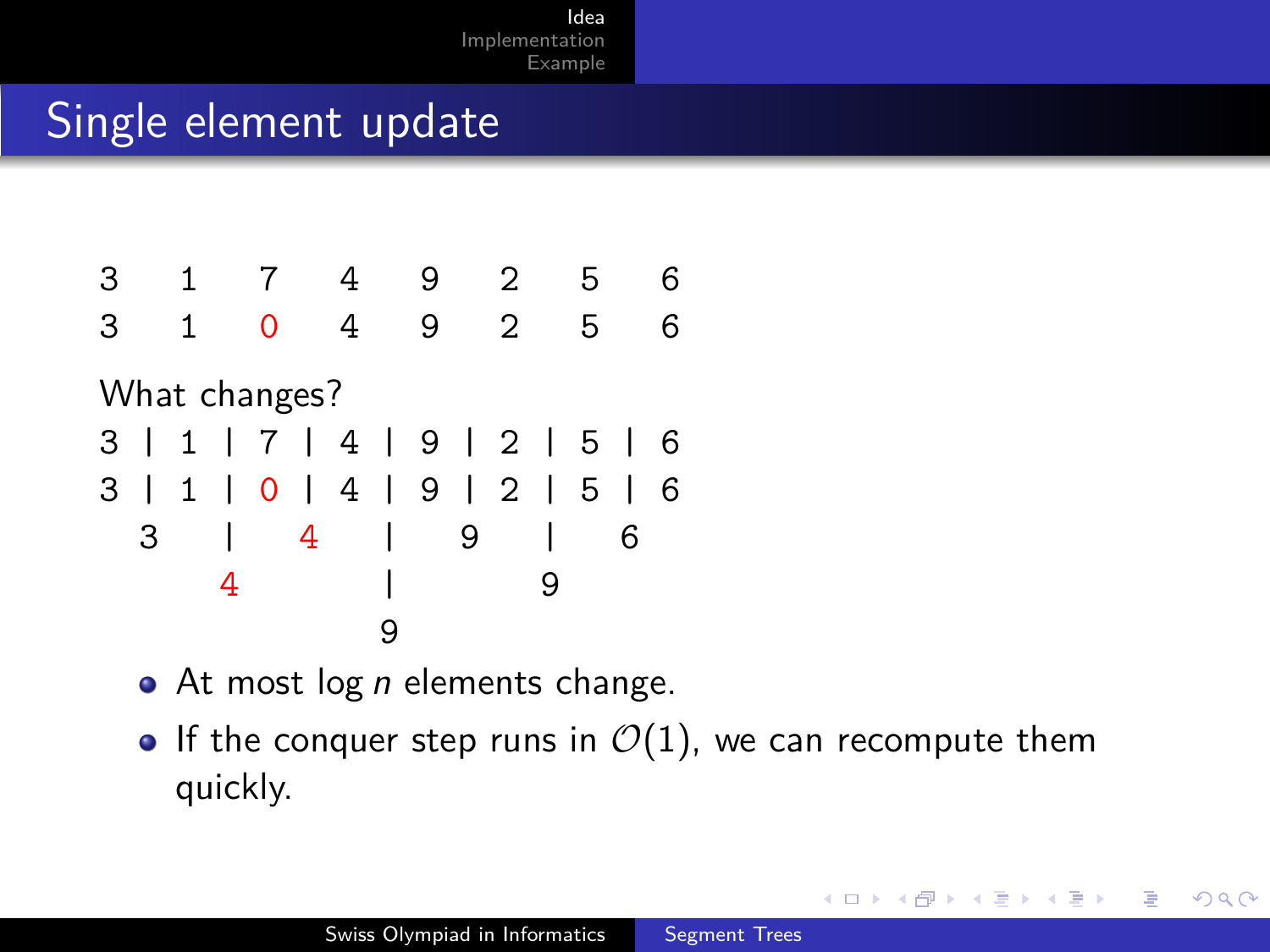# Single element update

```
3    1    7    4    9    2    5    6
3    1    0    4    9    2    5    6
```

What changes?

```
3 | 1 | 7 | 4 | 9 | 2 | 5 | 6
3 | 1 | 0 | 4 | 9 | 2 | 5 | 6
  3   |   4   |   9   |   6
      4       |       9
              9
```

- At most $\log n$ elements change.
- If the conquer step runs in $\mathcal{O}(1)$, we can recompute them quickly.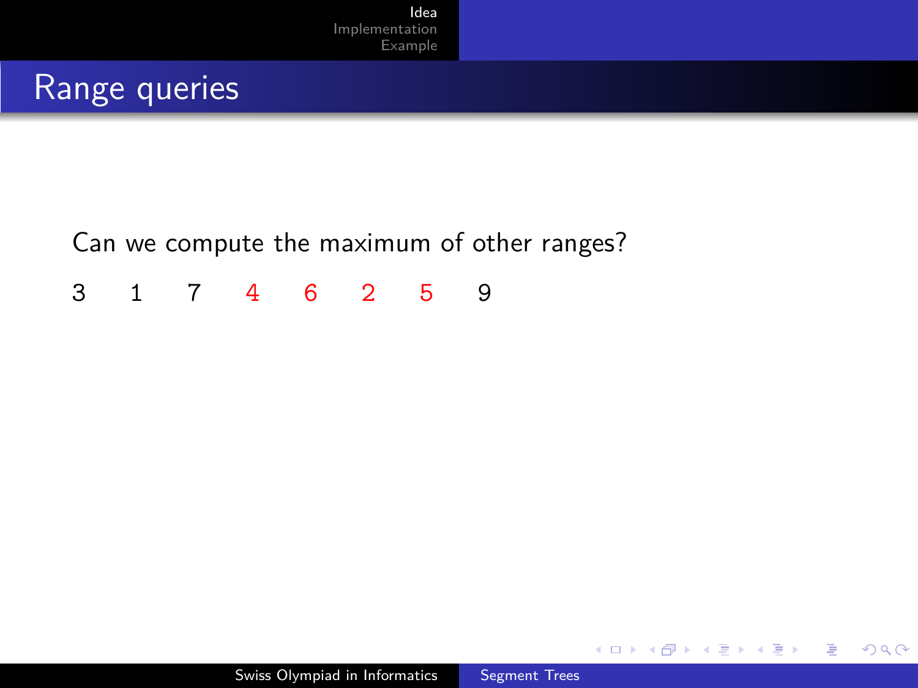# Range queries

Can we compute the maximum of other ranges?

3 1 7 4 6 2 5 9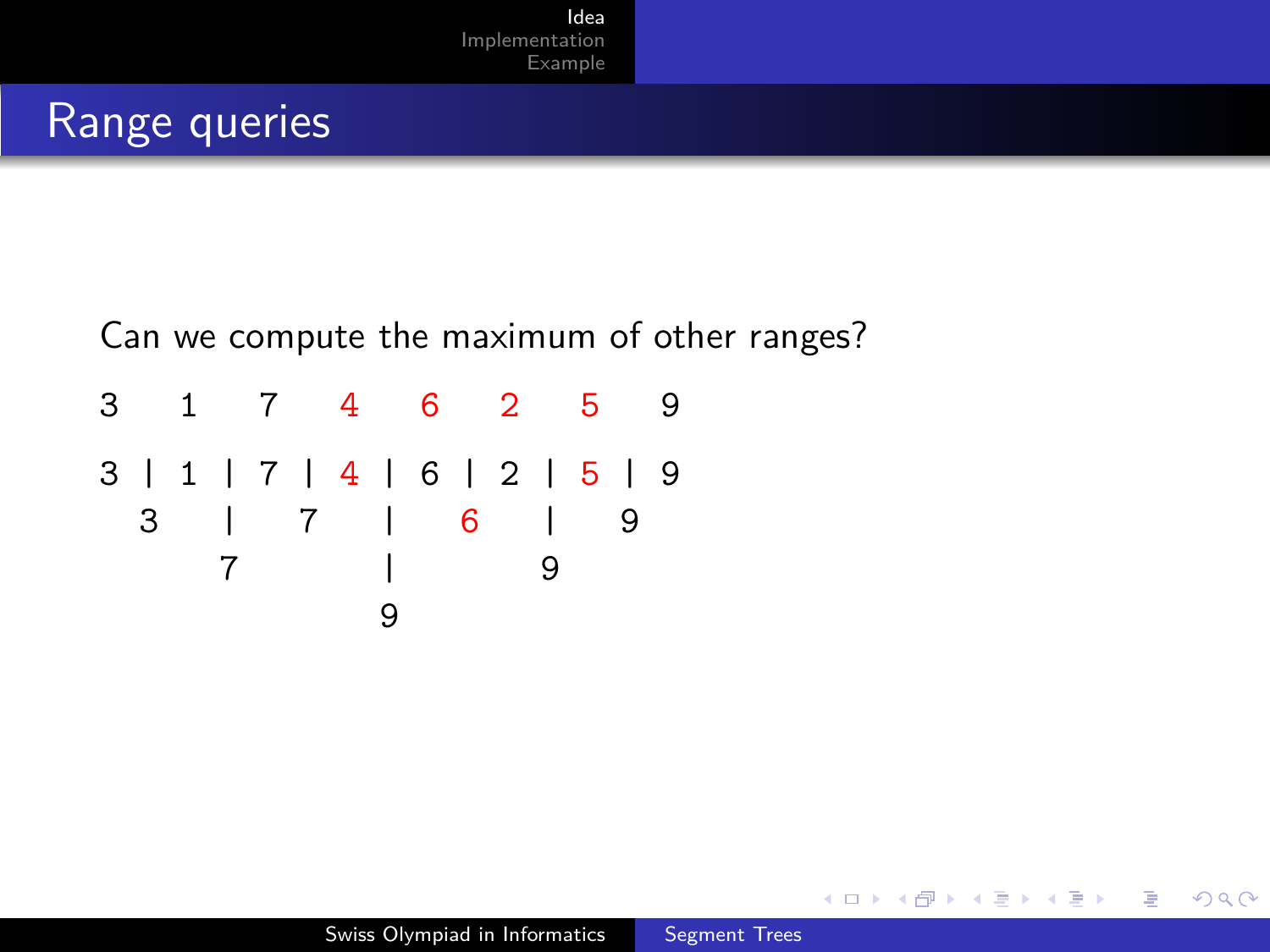# Range queries

Can we compute the maximum of other ranges?

```
3    1    7    4    6    2    5    9

3 | 1 | 7 | 4 | 6 | 2 | 5 | 9
  3   |   7   |   6   |   9
      7       |       9
              9
```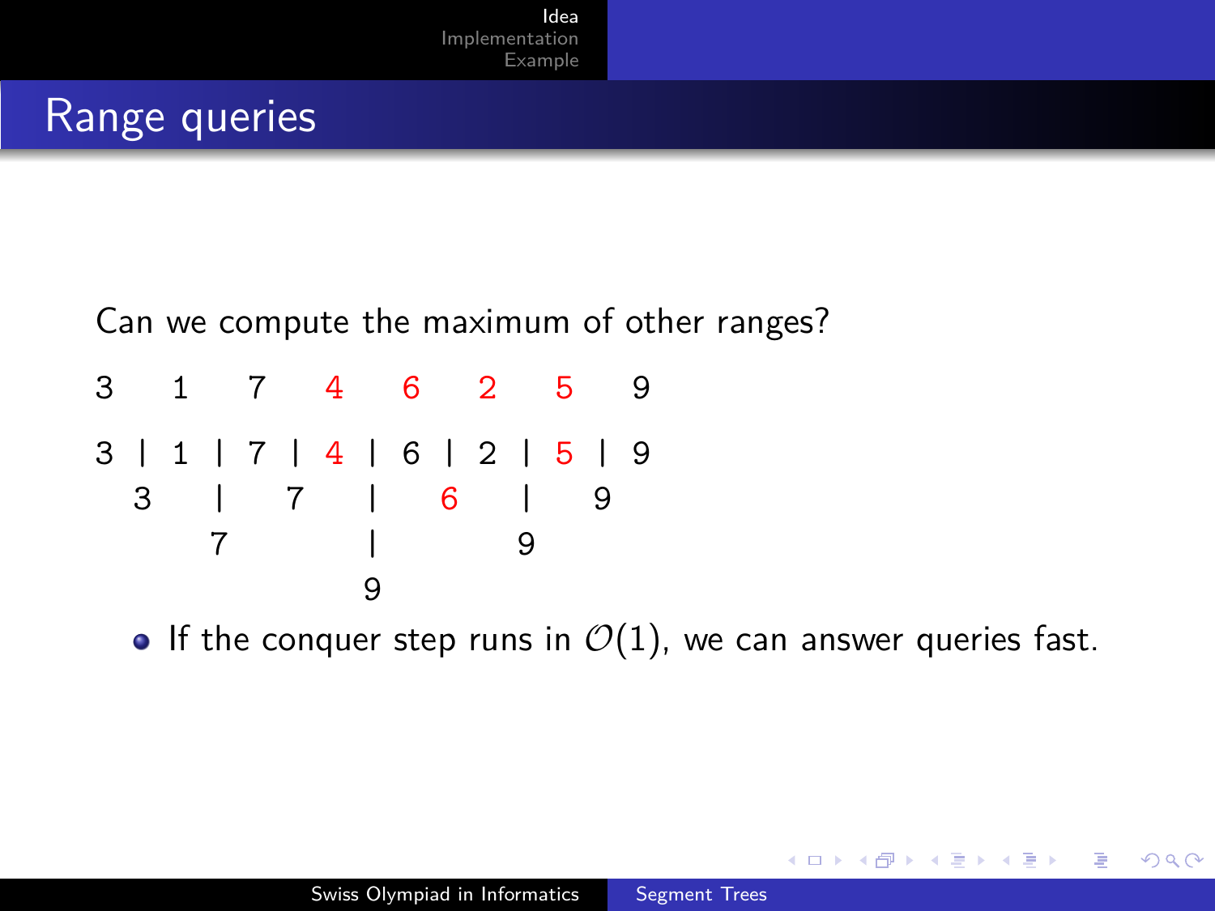## Range queries

Can we compute the maximum of other ranges?

```
3    1    7    4    6    2    5    9

3 | 1 | 7 | 4 | 6 | 2 | 5 | 9
  3   |   7   |   6   |   9
      7       |       9
              9
```

- If the conquer step runs in $\mathcal{O}(1)$, we can answer queries fast.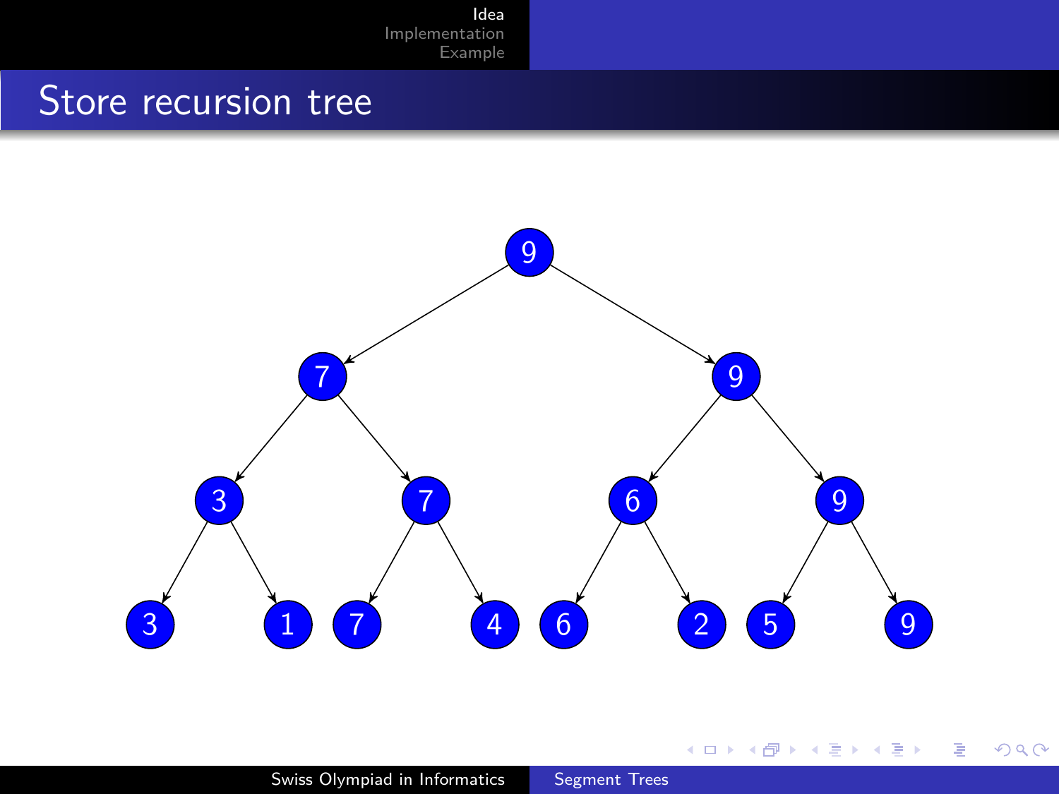# Store recursion tree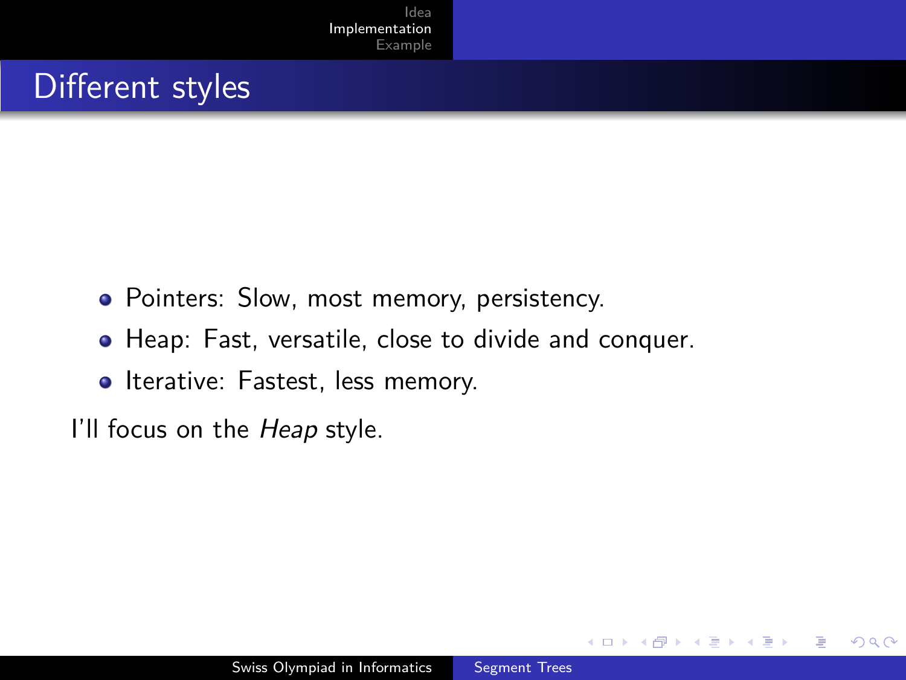# Different styles

- Pointers: Slow, most memory, persistency.
- Heap: Fast, versatile, close to divide and conquer.
- Iterative: Fastest, less memory.

I'll focus on the *Heap* style.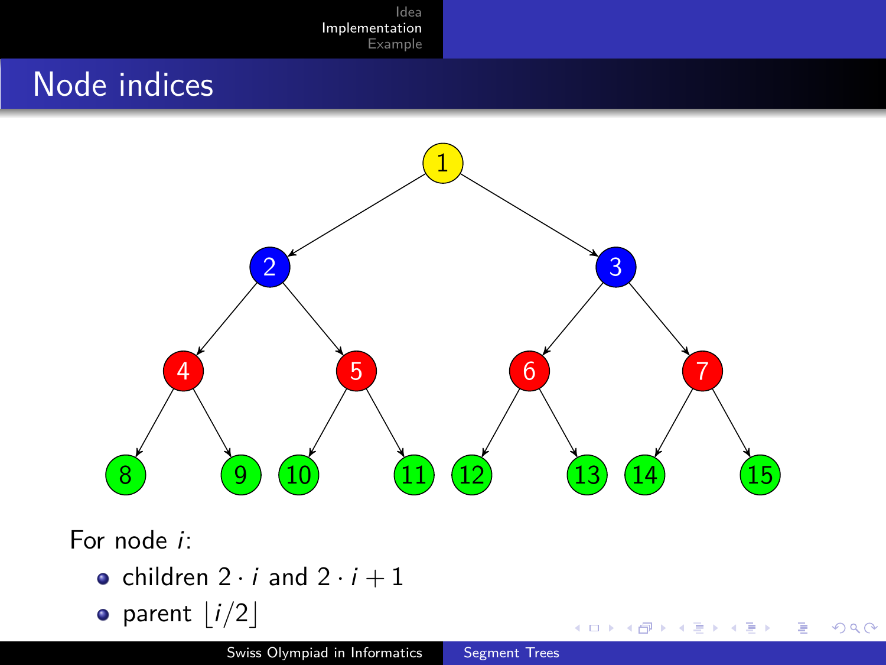# Node indices

For node $i$:

- children $2 \cdot i$ and $2 \cdot i + 1$
- parent $\lfloor i/2 \rfloor$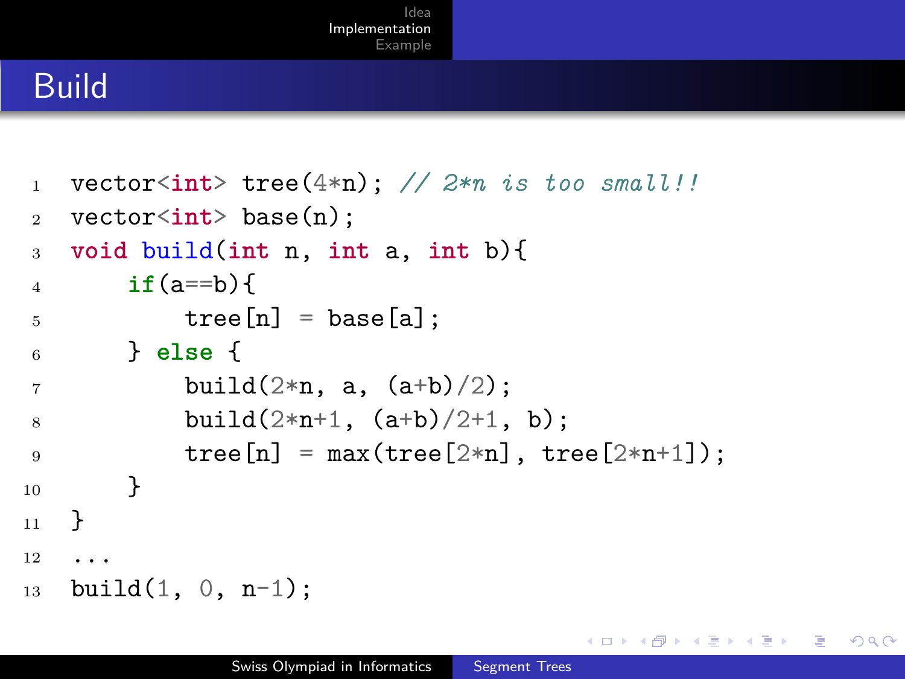# Build

```cpp
vector<int> tree(4*n); // 2*n is too small!!
vector<int> base(n);
void build(int n, int a, int b){
    if(a==b){
        tree[n] = base[a];
    } else {
        build(2*n, a, (a+b)/2);
        build(2*n+1, (a+b)/2+1, b);
        tree[n] = max(tree[2*n], tree[2*n+1]);
    }
}
...
build(1, 0, n-1);
```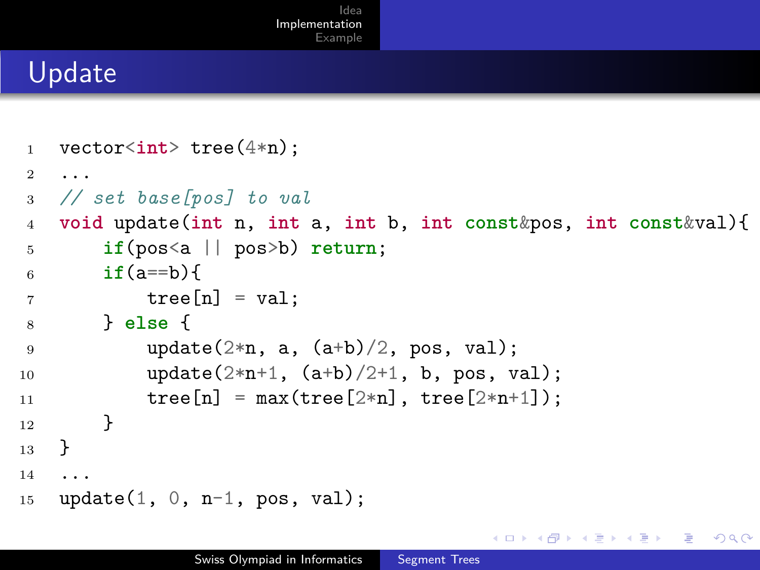# Update

```
vector<int> tree(4*n);
...
// set base[pos] to val
void update(int n, int a, int b, int const&pos, int const&val){
    if(pos<a || pos>b) return;
    if(a==b){
        tree[n] = val;
    } else {
        update(2*n, a, (a+b)/2, pos, val);
        update(2*n+1, (a+b)/2+1, b, pos, val);
        tree[n] = max(tree[2*n], tree[2*n+1]);
    }
}
...
update(1, 0, n-1, pos, val);
```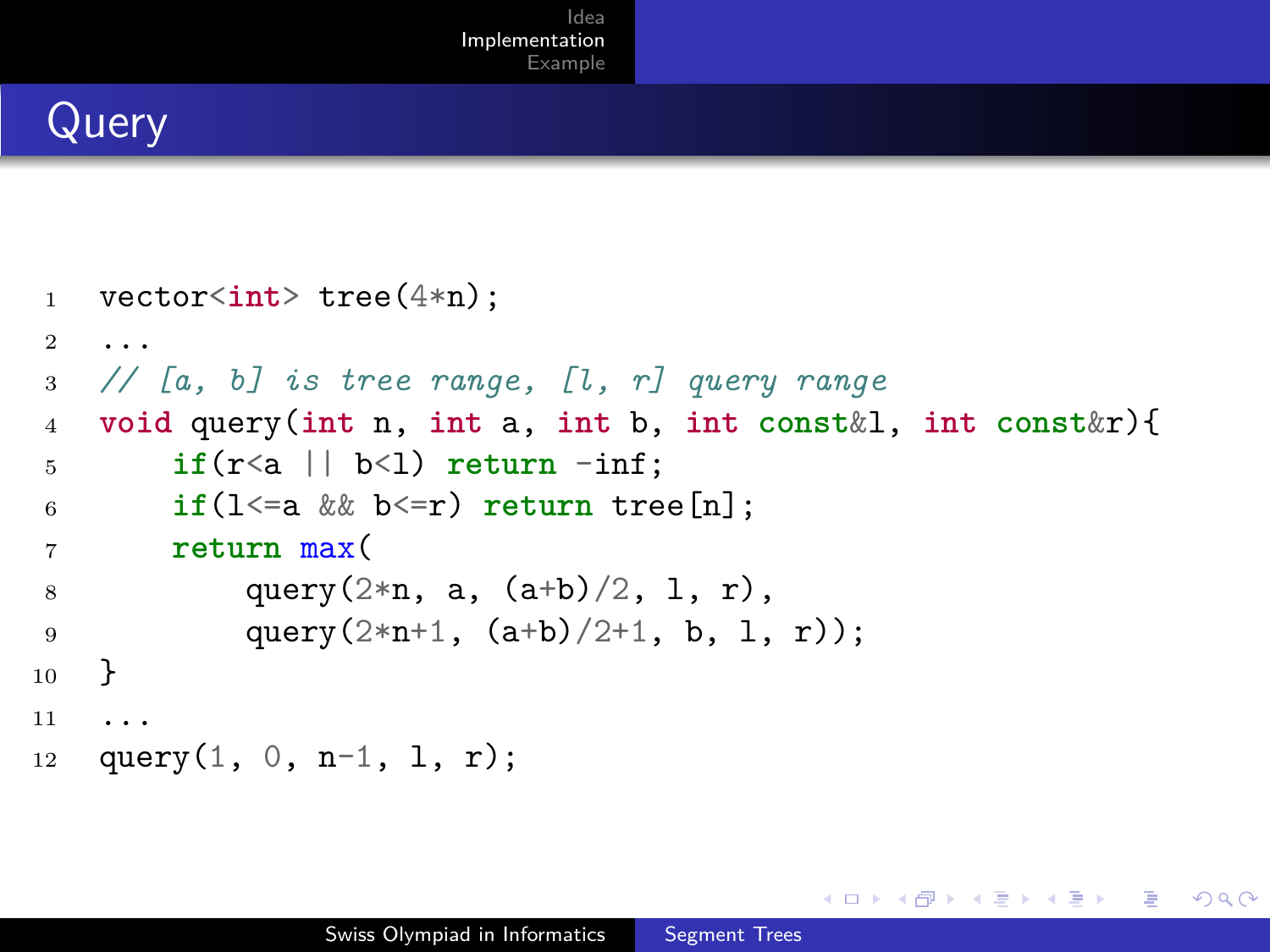# Query

```
vector<int> tree(4*n);
...
// [a, b] is tree range, [l, r] query range
void query(int n, int a, int b, int const&l, int const&r){
    if(r<a || b<l) return -inf;
    if(l<=a && b<=r) return tree[n];
    return max(
        query(2*n, a, (a+b)/2, l, r),
        query(2*n+1, (a+b)/2+1, b, l, r));
}
...
query(1, 0, n-1, l, r);
```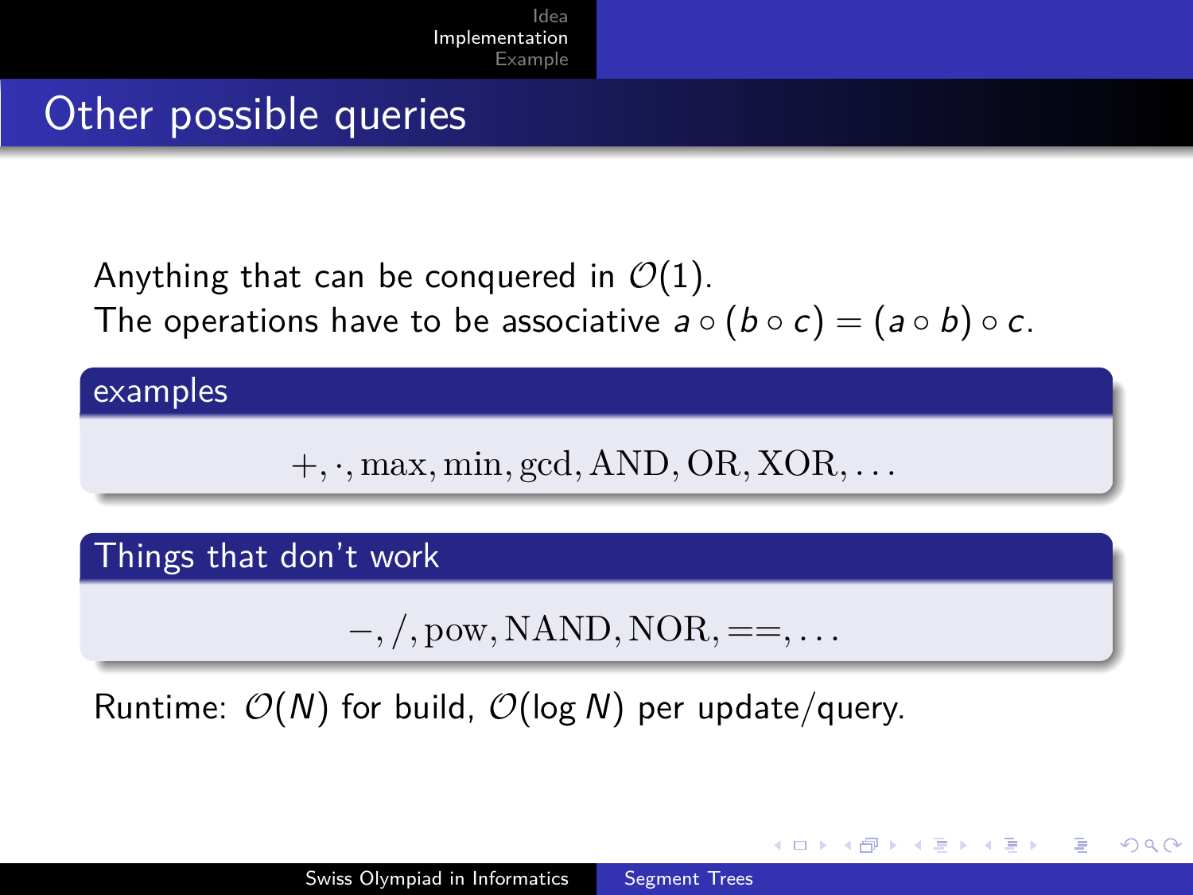# Other possible queries

Anything that can be conquered in $\mathcal{O}(1)$.
The operations have to be associative $a \circ (b \circ c) = (a \circ b) \circ c$.

**examples**

$$+, \cdot, \max, \min, \gcd, \text{AND}, \text{OR}, \text{XOR}, \ldots$$

**Things that don't work**

$$-, /, \text{pow}, \text{NAND}, \text{NOR}, ==, \ldots$$

Runtime: $\mathcal{O}(N)$ for build, $\mathcal{O}(\log N)$ per update/query.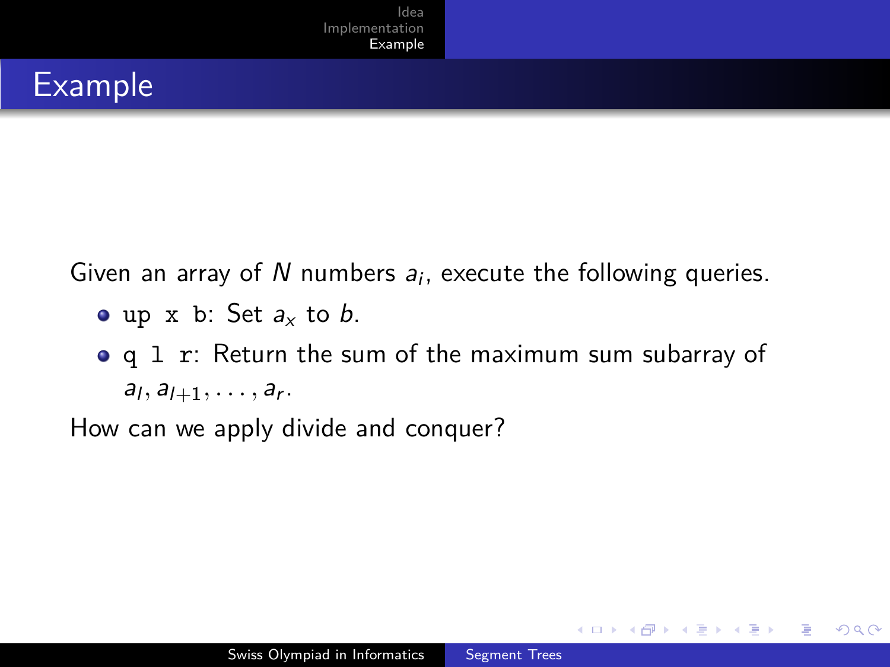# Example

Given an array of $N$ numbers $a_i$, execute the following queries.

- `up x b`: Set $a_x$ to $b$.
- `q l r`: Return the sum of the maximum sum subarray of $a_l, a_{l+1}, \ldots, a_r$.

How can we apply divide and conquer?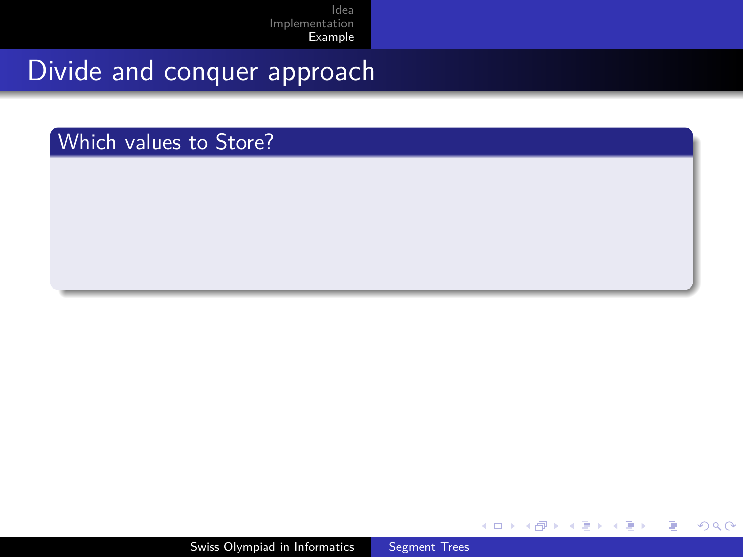# Divide and conquer approach

## Which values to Store?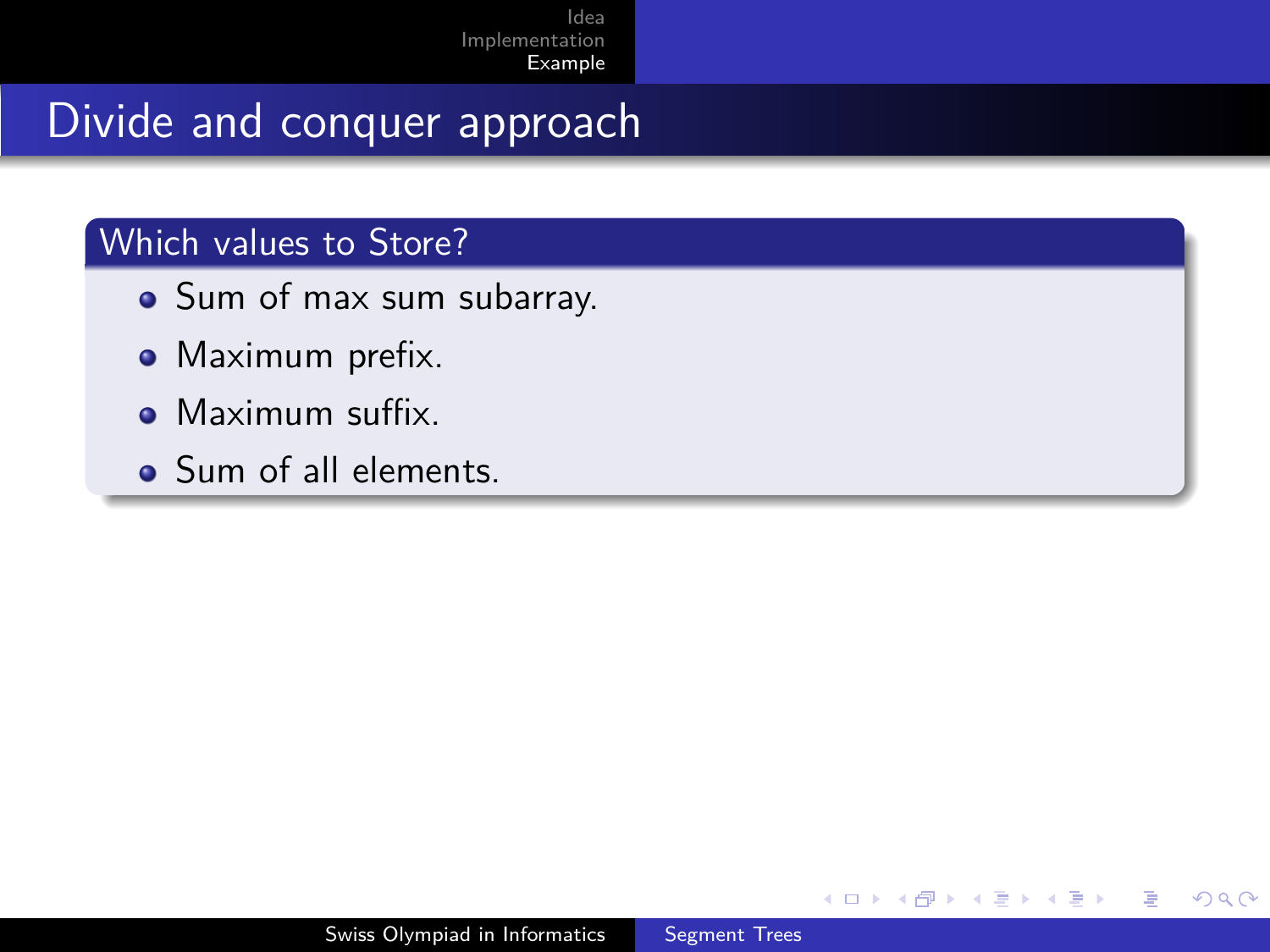# Divide and conquer approach

### Which values to Store?

- Sum of max sum subarray.
- Maximum prefix.
- Maximum suffix.
- Sum of all elements.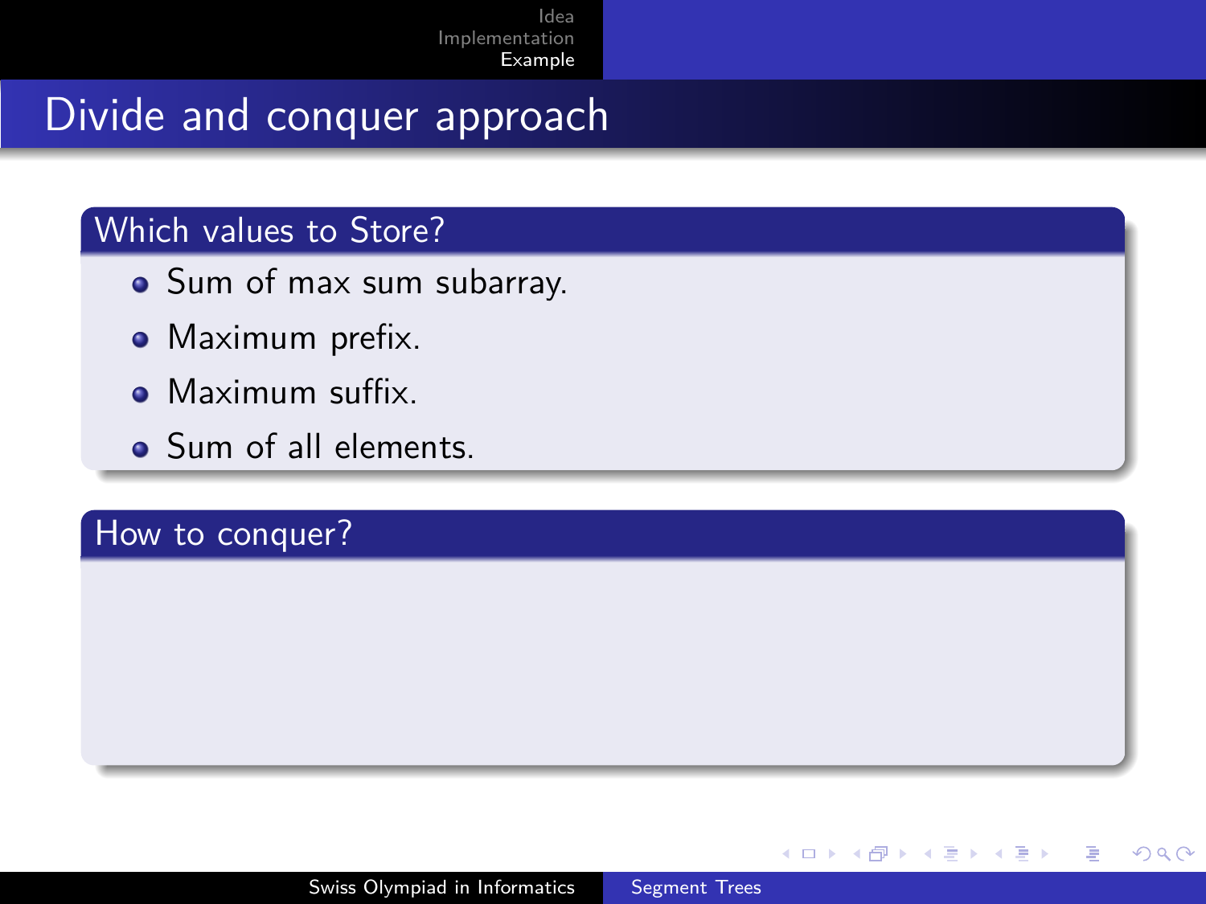# Divide and conquer approach

## Which values to Store?

- Sum of max sum subarray.
- Maximum prefix.
- Maximum suffix.
- Sum of all elements.

## How to conquer?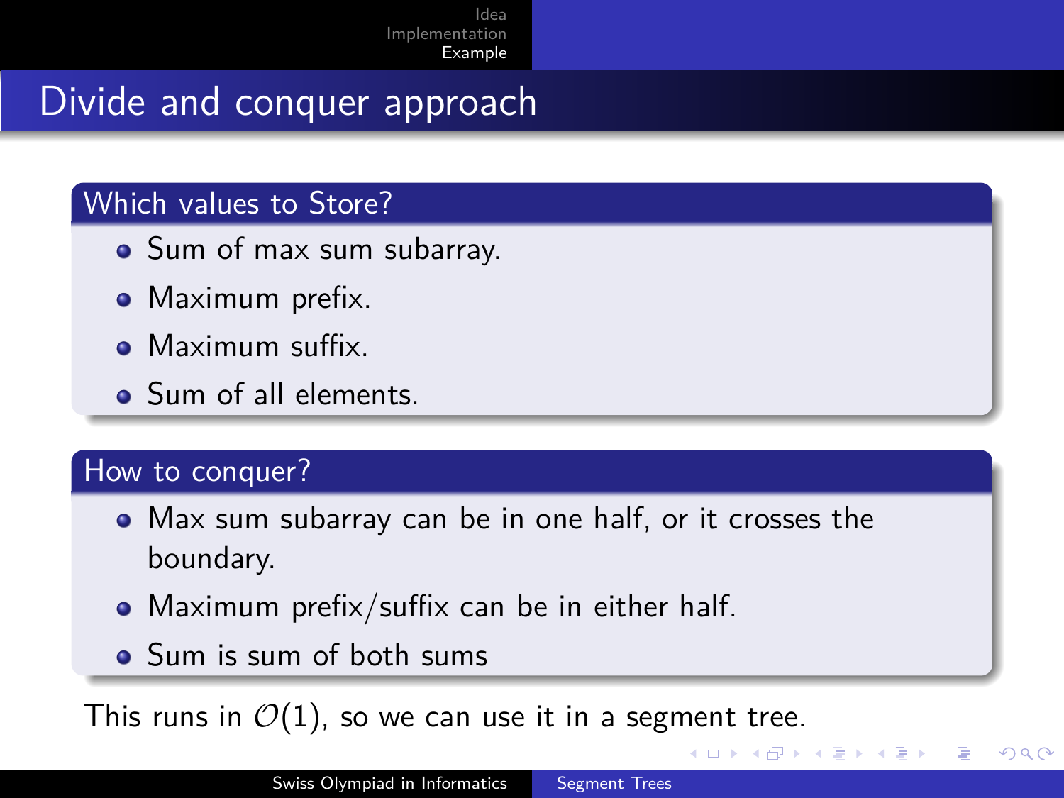# Divide and conquer approach

### Which values to Store?

- Sum of max sum subarray.
- Maximum prefix.
- Maximum suffix.
- Sum of all elements.

### How to conquer?

- Max sum subarray can be in one half, or it crosses the boundary.
- Maximum prefix/suffix can be in either half.
- Sum is sum of both sums

This runs in $\mathcal{O}(1)$, so we can use it in a segment tree.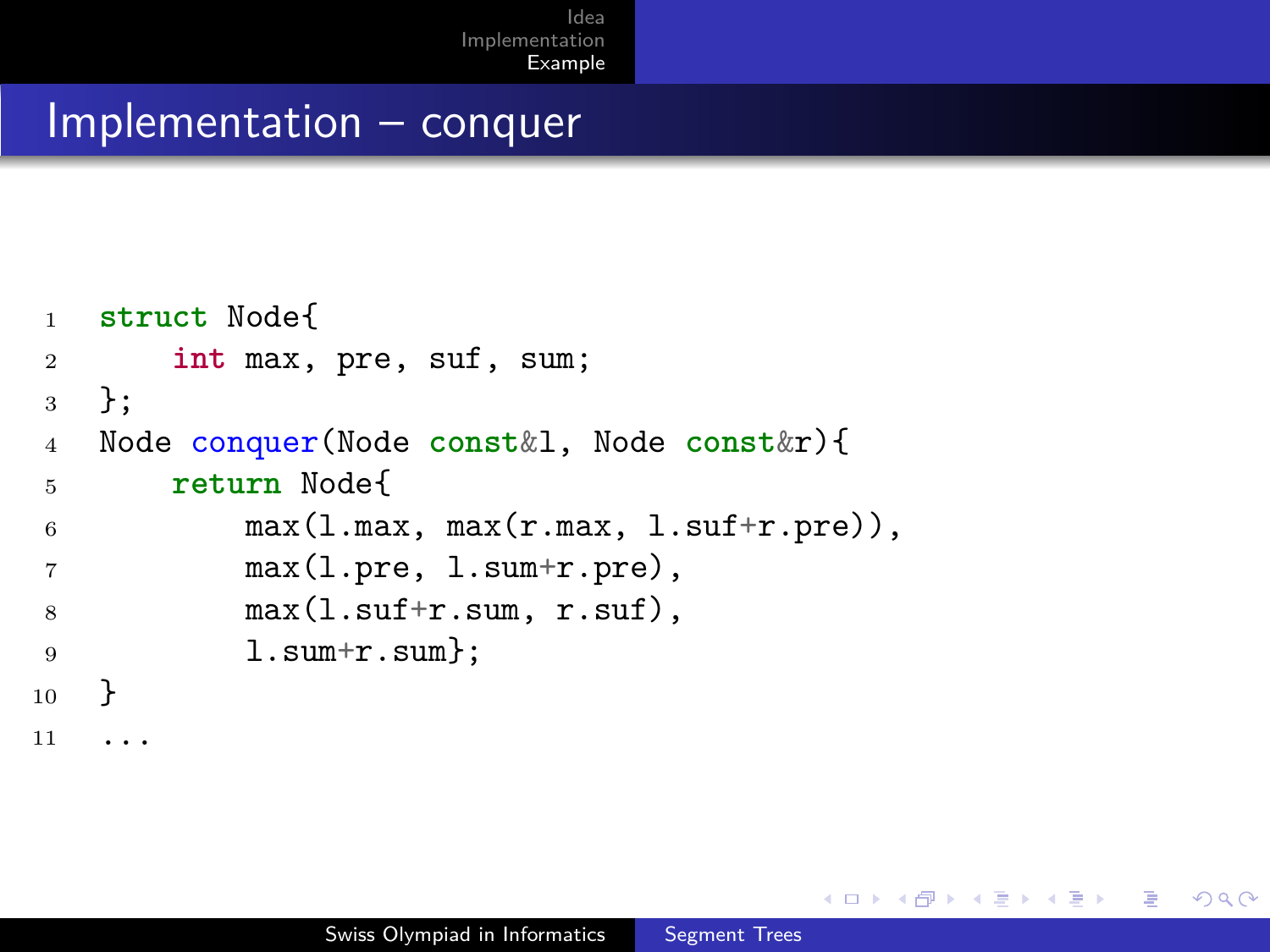## Implementation – conquer

```
struct Node{
    int max, pre, suf, sum;
};
Node conquer(Node const&l, Node const&r){
    return Node{
        max(l.max, max(r.max, l.suf+r.pre)),
        max(l.pre, l.sum+r.pre),
        max(l.suf+r.sum, r.suf),
        l.sum+r.sum};
}
...
```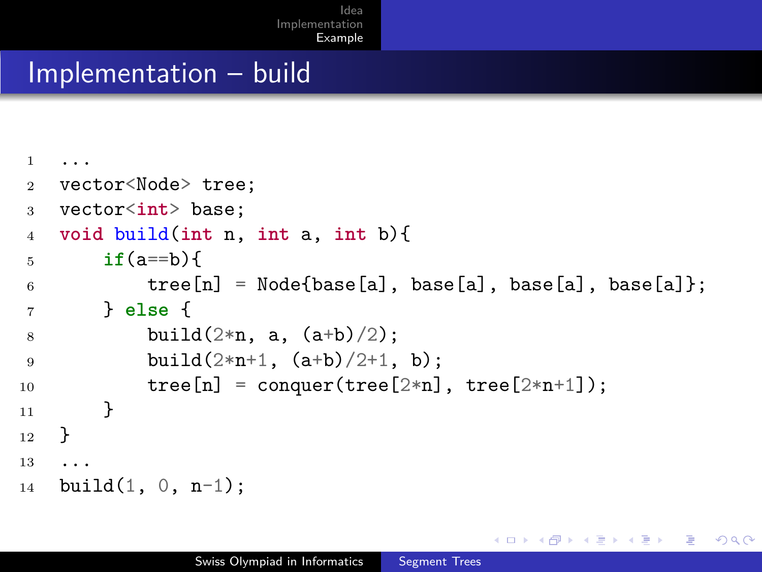## Implementation – build

```
...
vector<Node> tree;
vector<int> base;
void build(int n, int a, int b){
    if(a==b){
        tree[n] = Node{base[a], base[a], base[a], base[a]};
    } else {
        build(2*n, a, (a+b)/2);
        build(2*n+1, (a+b)/2+1, b);
        tree[n] = conquer(tree[2*n], tree[2*n+1]);
    }
}
...
build(1, 0, n-1);
```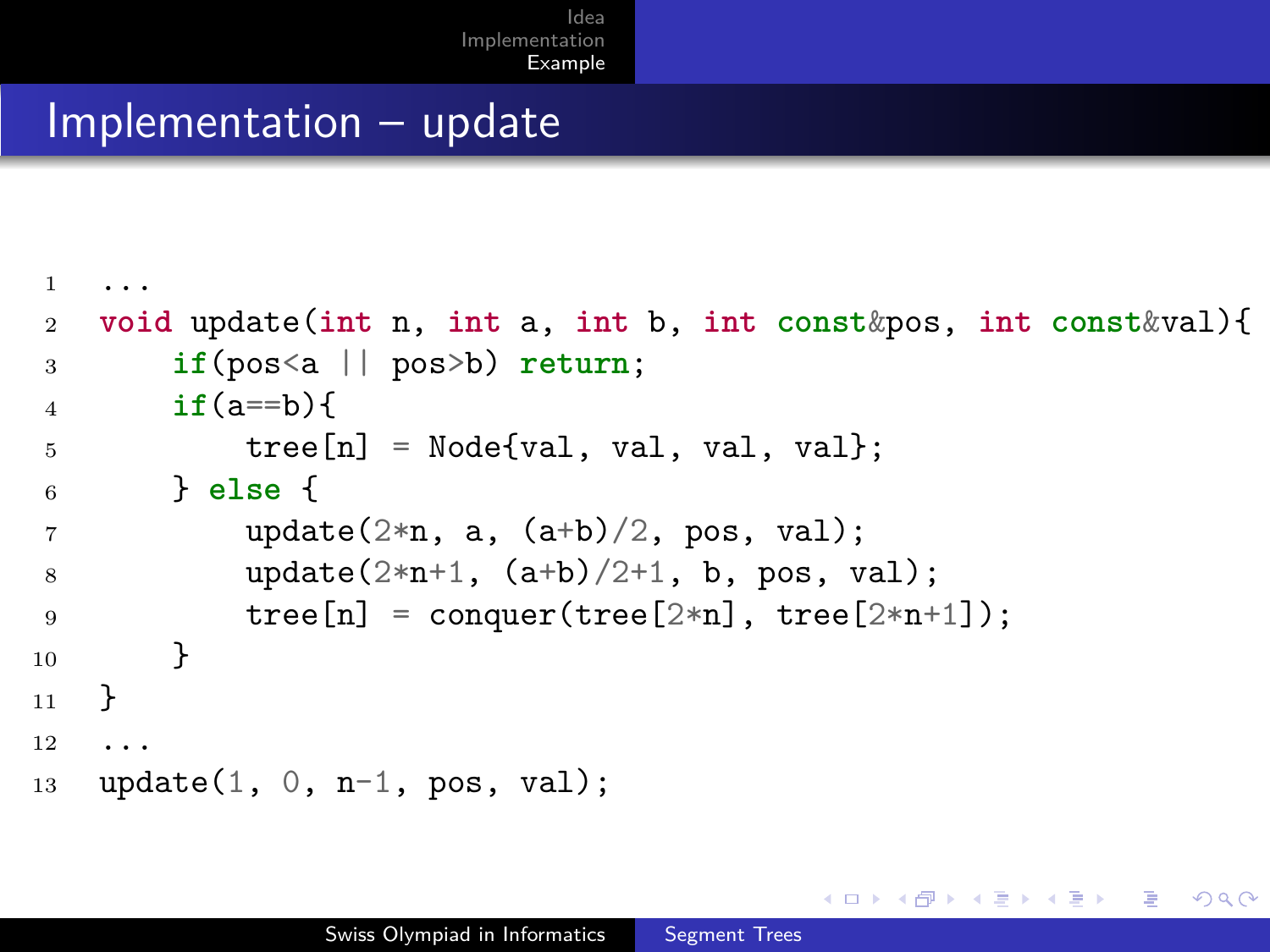# Implementation – update

```
...
void update(int n, int a, int b, int const&pos, int const&val){
    if(pos<a || pos>b) return;
    if(a==b){
        tree[n] = Node{val, val, val, val};
    } else {
        update(2*n, a, (a+b)/2, pos, val);
        update(2*n+1, (a+b)/2+1, b, pos, val);
        tree[n] = conquer(tree[2*n], tree[2*n+1]);
    }
}
...
update(1, 0, n-1, pos, val);
```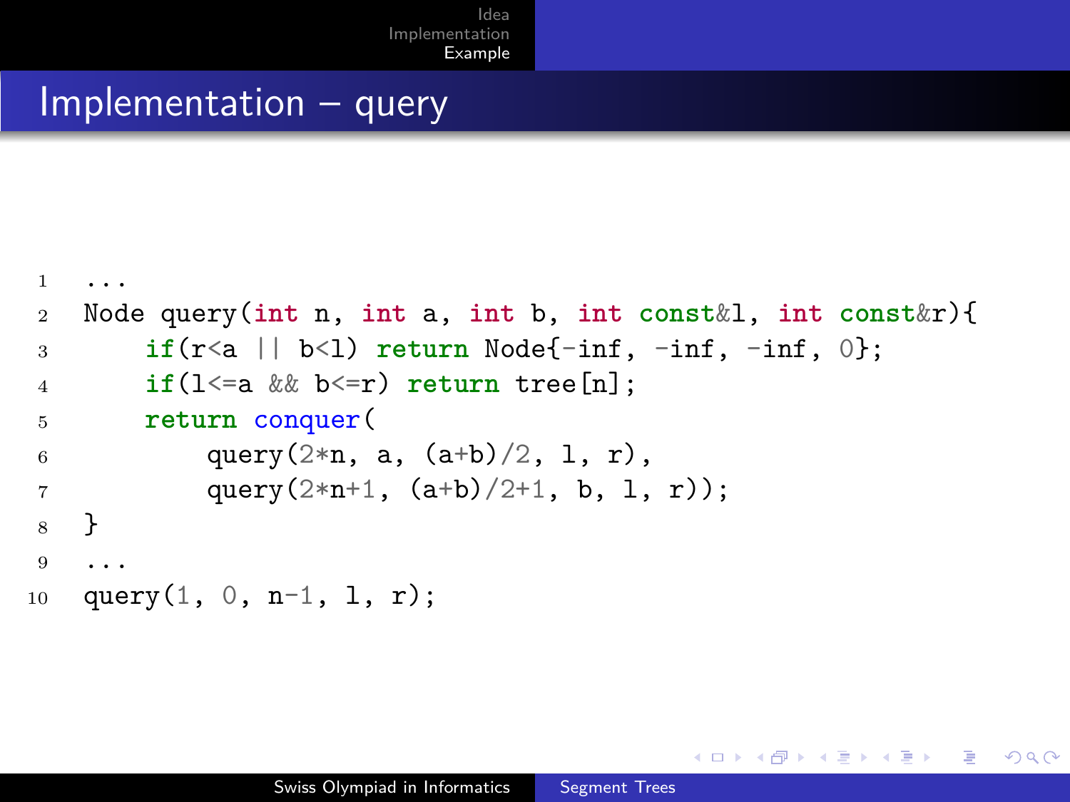# Implementation – query

```
...
Node query(int n, int a, int b, int const&l, int const&r){
    if(r<a || b<l) return Node{-inf, -inf, -inf, 0};
    if(l<=a && b<=r) return tree[n];
    return conquer(
        query(2*n, a, (a+b)/2, l, r),
        query(2*n+1, (a+b)/2+1, b, l, r));
}
...
query(1, 0, n-1, l, r);
```